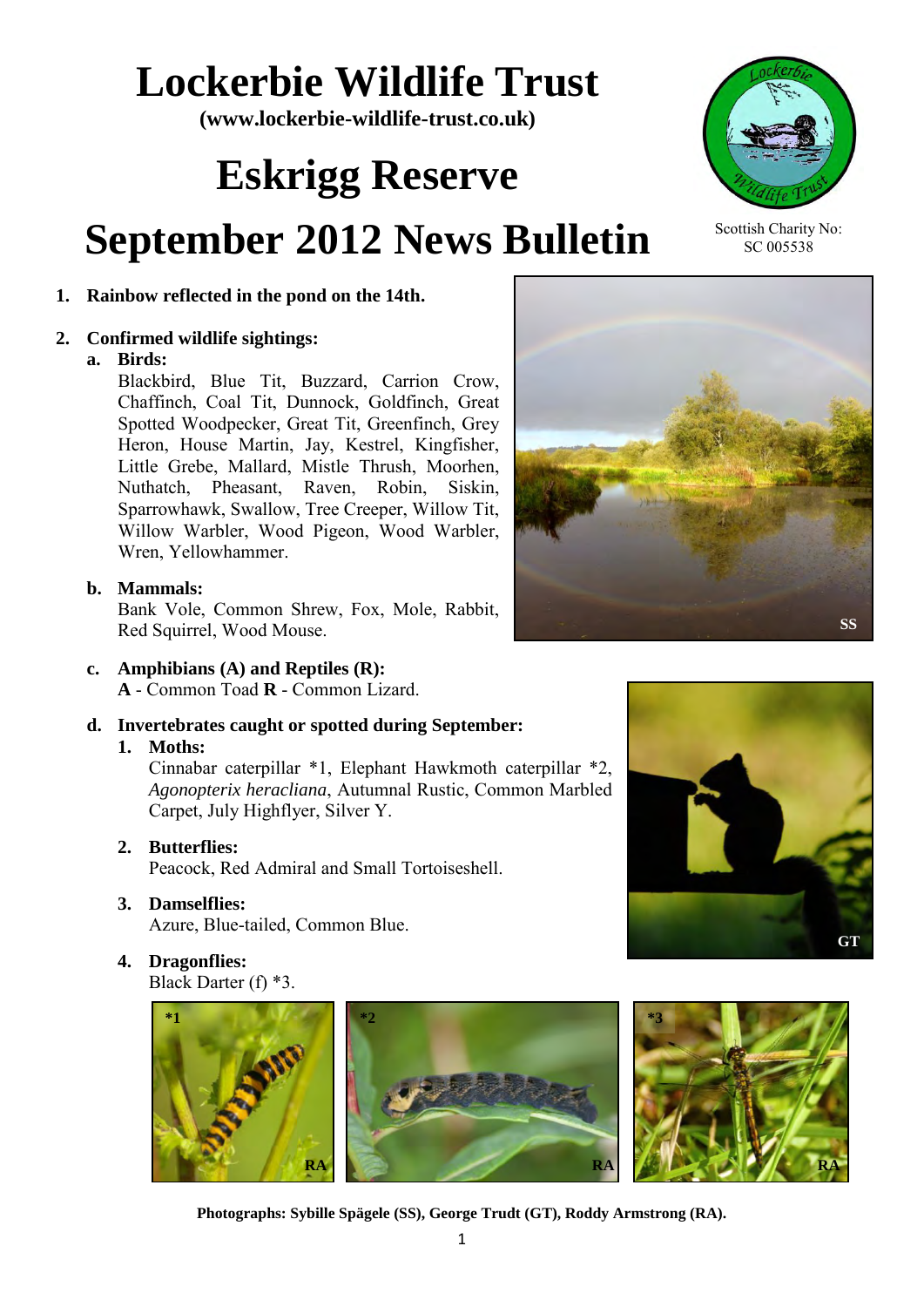# Lockerbie Wildlife Trust

**(www.lockerbie-wildlife-trust.co.uk)**

# Eskrigg Reserve

# September 2012 News Bulletin

Scottish Charity No: SC 005538

1. **Rainbow reflected in the pond on the 14th.**

2. **Confirmed wildlife sightings:**

   a. **Birds:**
   Blackbird, Blue Tit, Buzzard, Carrion Crow, Chaffinch, Coal Tit, Dunnock, Goldfinch, Great Spotted Woodpecker, Great Tit, Greenfinch, Grey Heron, House Martin, Jay, Kestrel, Kingfisher, Little Grebe, Mallard, Mistle Thrush, Moorhen, Nuthatch, Pheasant, Raven, Robin, Siskin, Sparrowhawk, Swallow, Tree Creeper, Willow Tit, Willow Warbler, Wood Pigeon, Wood Warbler, Wren, Yellowhammer.

   b. **Mammals:**
   Bank Vole, Common Shrew, Fox, Mole, Rabbit, Red Squirrel, Wood Mouse.

   c. **Amphibians (A) and Reptiles (R):**
   **A** - Common Toad **R** - Common Lizard.

   d. **Invertebrates caught or spotted during September:**

      1. **Moths:**
      Cinnabar caterpillar *1, Elephant Hawkmoth caterpillar *2, *Agonopterix heracliana*, Autumnal Rustic, Common Marbled Carpet, July Highflyer, Silver Y.

      2. **Butterflies:**
      Peacock, Red Admiral and Small Tortoiseshell.

      3. **Damselflies:**
      Azure, Blue-tailed, Common Blue.

      4. **Dragonflies:**
      Black Darter (f) *3.

**Photographs: Sybille Spägele (SS), George Trudt (GT), Roddy Armstrong (RA).**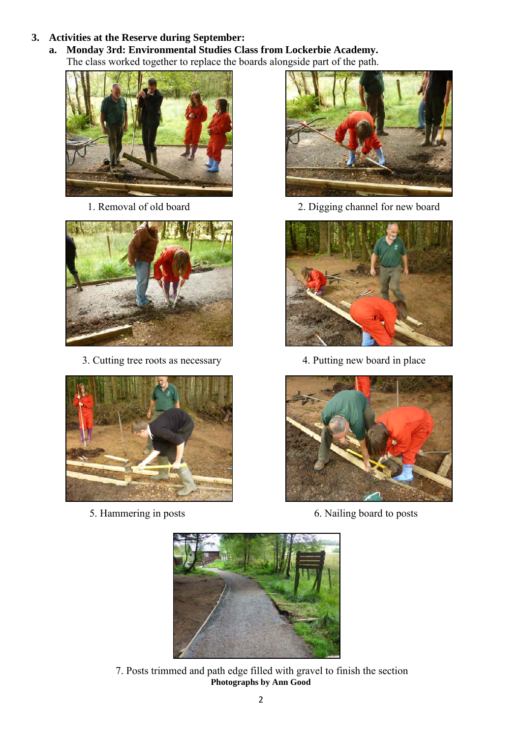3. **Activities at the Reserve during September:**

   a. **Monday 3rd: Environmental Studies Class from Lockerbie Academy.**
   The class worked together to replace the boards alongside part of the path.

1. Removal of old board

2. Digging channel for new board

3. Cutting tree roots as necessary

4. Putting new board in place

5. Hammering in posts

6. Nailing board to posts

7. Posts trimmed and path edge filled with gravel to finish the section

**Photographs by Ann Good**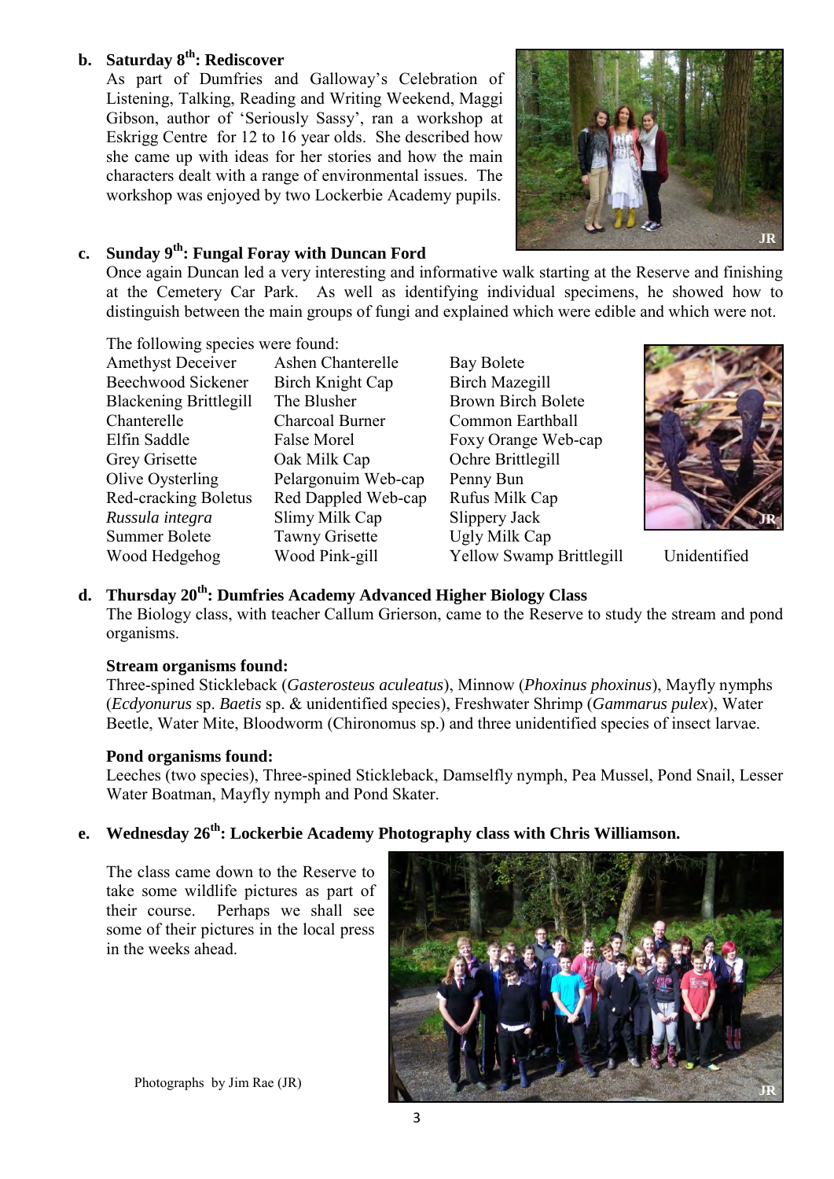**b. Saturday 8th: Rediscover**

As part of Dumfries and Galloway's Celebration of Listening, Talking, Reading and Writing Weekend, Maggi Gibson, author of 'Seriously Sassy', ran a workshop at Eskrigg Centre for 12 to 16 year olds. She described how she came up with ideas for her stories and how the main characters dealt with a range of environmental issues. The workshop was enjoyed by two Lockerbie Academy pupils.

**c. Sunday 9th: Fungal Foray with Duncan Ford**

Once again Duncan led a very interesting and informative walk starting at the Reserve and finishing at the Cemetery Car Park. As well as identifying individual specimens, he showed how to distinguish between the main groups of fungi and explained which were edible and which were not.

The following species were found:

| | | |
|---|---|---|
| Amethyst Deceiver | Ashen Chanterelle | Bay Bolete |
| Beechwood Sickener | Birch Knight Cap | Birch Mazegill |
| Blackening Brittlegill | The Blusher | Brown Birch Bolete |
| Chanterelle | Charcoal Burner | Common Earthball |
| Elfin Saddle | False Morel | Foxy Orange Web-cap |
| Grey Grisette | Oak Milk Cap | Ochre Brittlegill |
| Olive Oysterling | Pelargonuim Web-cap | Penny Bun |
| Red-cracking Boletus | Red Dappled Web-cap | Rufus Milk Cap |
| *Russula integra* | Slimy Milk Cap | Slippery Jack |
| Summer Bolete | Tawny Grisette | Ugly Milk Cap |
| Wood Hedgehog | Wood Pink-gill | Yellow Swamp Brittlegill |

Unidentified

**d. Thursday 20th: Dumfries Academy Advanced Higher Biology Class**

The Biology class, with teacher Callum Grierson, came to the Reserve to study the stream and pond organisms.

**Stream organisms found:**

Three-spined Stickleback (*Gasterosteus aculeatus*), Minnow (*Phoxinus phoxinus*), Mayfly nymphs (*Ecdyonurus* sp. *Baetis* sp. & unidentified species), Freshwater Shrimp (*Gammarus pulex*), Water Beetle, Water Mite, Bloodworm (Chironomus sp.) and three unidentified species of insect larvae.

**Pond organisms found:**

Leeches (two species), Three-spined Stickleback, Damselfly nymph, Pea Mussel, Pond Snail, Lesser Water Boatman, Mayfly nymph and Pond Skater.

**e. Wednesday 26th: Lockerbie Academy Photography class with Chris Williamson.**

The class came down to the Reserve to take some wildlife pictures as part of their course. Perhaps we shall see some of their pictures in the local press in the weeks ahead.

Photographs by Jim Rae (JR)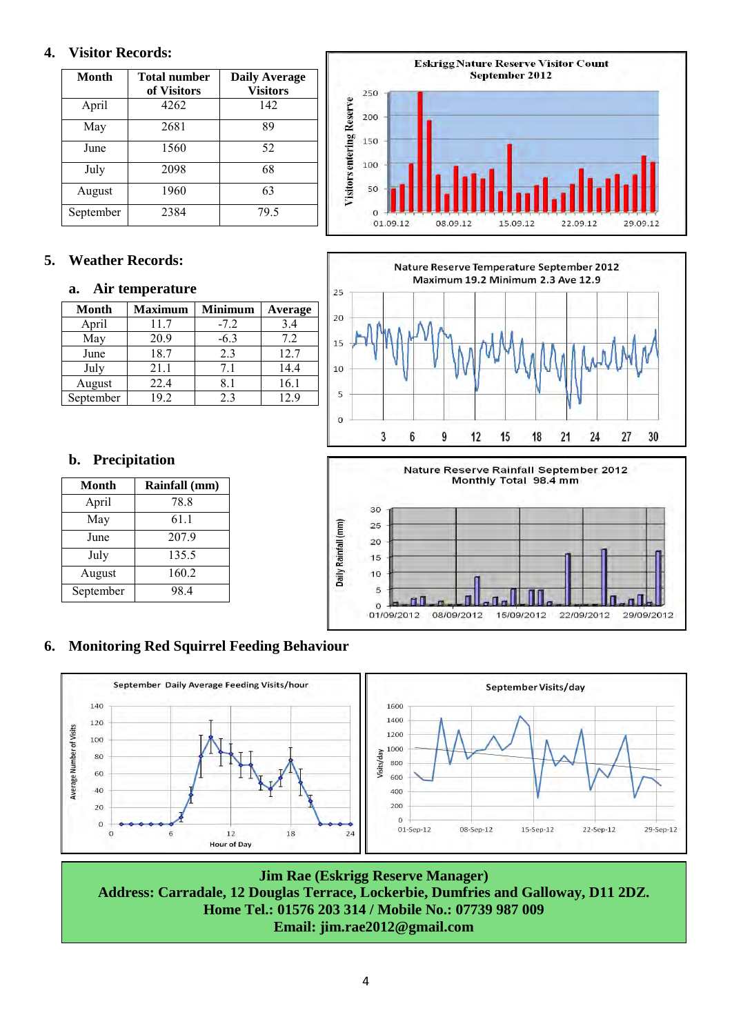## 4. Visitor Records:

| Month | Total number of Visitors | Daily Average Visitors |
|---|---|---|
| April | 4262 | 142 |
| May | 2681 | 89 |
| June | 1560 | 52 |
| July | 2098 | 68 |
| August | 1960 | 63 |
| September | 2384 | 79.5 |

Eskrigg Nature Reserve Visitor Count
September 2012
Visitors entering Reserve
0 50 100 150 200 250
01.09.12 08.09.12 15.09.12 22.09.12 29.09.12

## 5. Weather Records:

### a. Air temperature

| Month | Maximum | Minimum | Average |
|---|---|---|---|
| April | 11.7 | -7.2 | 3.4 |
| May | 20.9 | -6.3 | 7.2 |
| June | 18.7 | 2.3 | 12.7 |
| July | 21.1 | 7.1 | 14.4 |
| August | 22.4 | 8.1 | 16.1 |
| September | 19.2 | 2.3 | 12.9 |

Nature Reserve Temperature September 2012
Maximum 19.2 Minimum 2.3 Ave 12.9
0 5 10 15 20 25
3 6 9 12 15 18 21 24 27 30

### b. Precipitation

| Month | Rainfall (mm) |
|---|---|
| April | 78.8 |
| May | 61.1 |
| June | 207.9 |
| July | 135.5 |
| August | 160.2 |
| September | 98.4 |

Nature Reserve Rainfall September 2012
Monthly Total 98.4 mm
Daily Rainfall (mm)
0 5 10 15 20 25 30
01/09/2012 08/09/2012 15/09/2012 22/09/2012 29/09/2012

## 6. Monitoring Red Squirrel Feeding Behaviour

September Daily Average Feeding Visits/hour
Average Number of Visits
0 20 40 60 80 100 120 140
0 6 12 18 24
Hour of Day

September Visits/day
Visits/day
0 200 400 600 800 1000 1200 1400 1600
01-Sep-12 08-Sep-12 15-Sep-12 22-Sep-12 29-Sep-12

**Jim Rae (Eskrigg Reserve Manager)**
**Address: Carradale, 12 Douglas Terrace, Lockerbie, Dumfries and Galloway, D11 2DZ.**
**Home Tel.: 01576 203 314 / Mobile No.: 07739 987 009**
**Email: jim.rae2012@gmail.com**